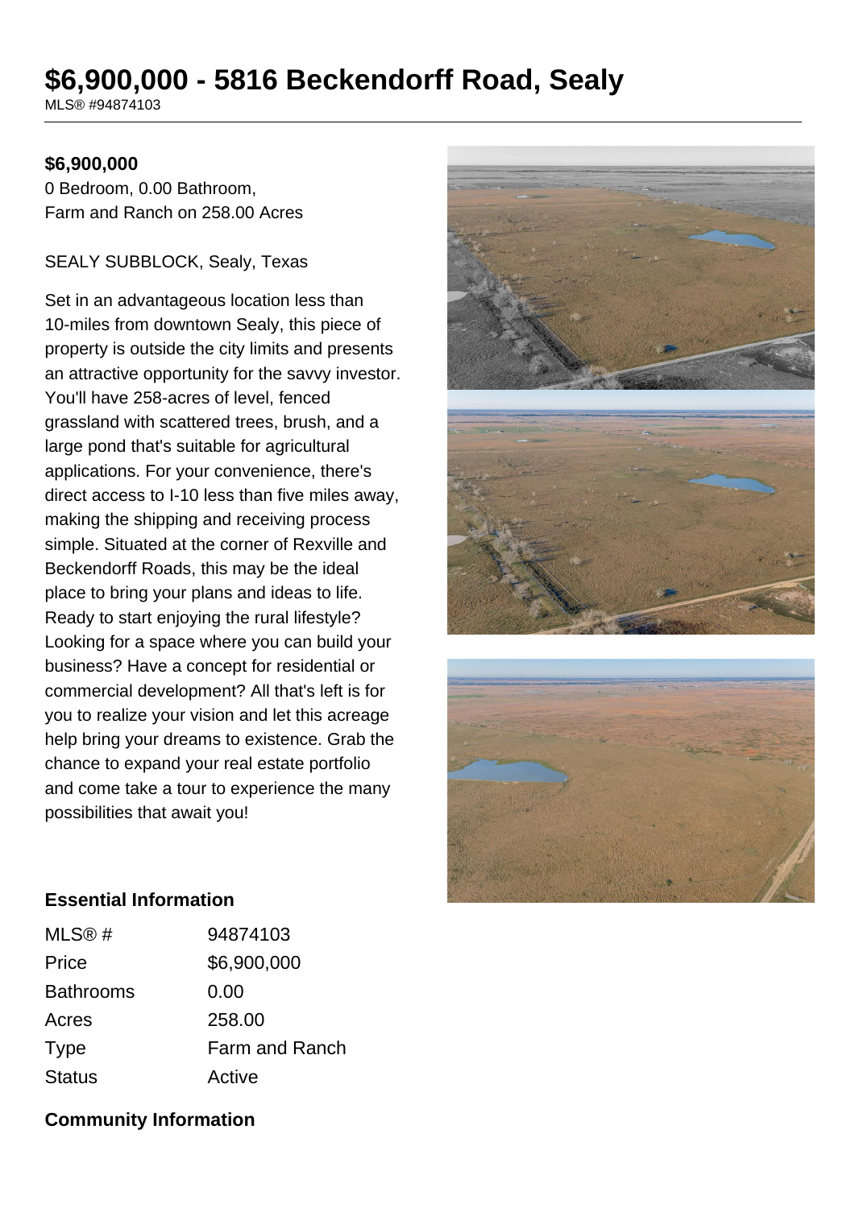# $6,900,000 - 5816 Beckendorff Road, Sealy

MLS® #94874103

**$6,900,000**

0 Bedroom, 0.00 Bathroom,
Farm and Ranch on 258.00 Acres

SEALY SUBBLOCK, Sealy, Texas

Set in an advantageous location less than 10-miles from downtown Sealy, this piece of property is outside the city limits and presents an attractive opportunity for the savvy investor. You'll have 258-acres of level, fenced grassland with scattered trees, brush, and a large pond that's suitable for agricultural applications. For your convenience, there's direct access to I-10 less than five miles away, making the shipping and receiving process simple. Situated at the corner of Rexville and Beckendorff Roads, this may be the ideal place to bring your plans and ideas to life. Ready to start enjoying the rural lifestyle? Looking for a space where you can build your business? Have a concept for residential or commercial development? All that's left is for you to realize your vision and let this acreage help bring your dreams to existence. Grab the chance to expand your real estate portfolio and come take a tour to experience the many possibilities that await you!

## Essential Information

| | |
|---|---|
| MLS® # | 94874103 |
| Price | $6,900,000 |
| Bathrooms | 0.00 |
| Acres | 258.00 |
| Type | Farm and Ranch |
| Status | Active |

## Community Information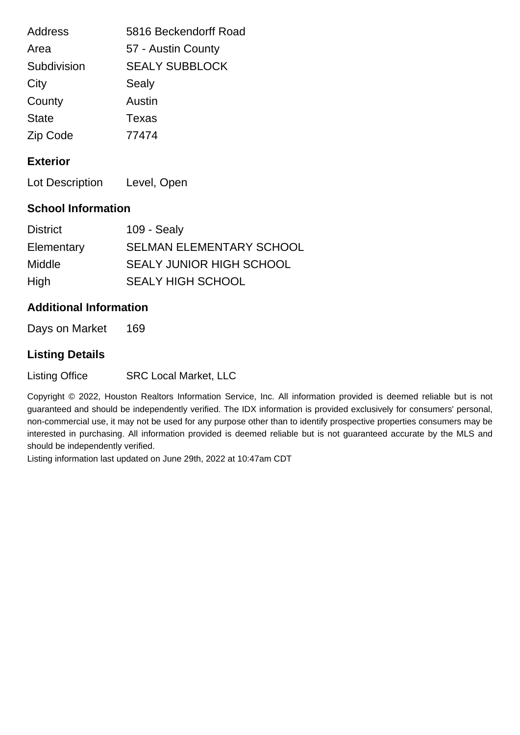| | |
|---|---|
| Address | 5816 Beckendorff Road |
| Area | 57 - Austin County |
| Subdivision | SEALY SUBBLOCK |
| City | Sealy |
| County | Austin |
| State | Texas |
| Zip Code | 77474 |

### Exterior

| | |
|---|---|
| Lot Description | Level, Open |

### School Information

| | |
|---|---|
| District | 109 - Sealy |
| Elementary | SELMAN ELEMENTARY SCHOOL |
| Middle | SEALY JUNIOR HIGH SCHOOL |
| High | SEALY HIGH SCHOOL |

### Additional Information

| | |
|---|---|
| Days on Market | 169 |

### Listing Details

| | |
|---|---|
| Listing Office | SRC Local Market, LLC |

Copyright © 2022, Houston Realtors Information Service, Inc. All information provided is deemed reliable but is not guaranteed and should be independently verified. The IDX information is provided exclusively for consumers' personal, non-commercial use, it may not be used for any purpose other than to identify prospective properties consumers may be interested in purchasing. All information provided is deemed reliable but is not guaranteed accurate by the MLS and should be independently verified.

Listing information last updated on June 29th, 2022 at 10:47am CDT